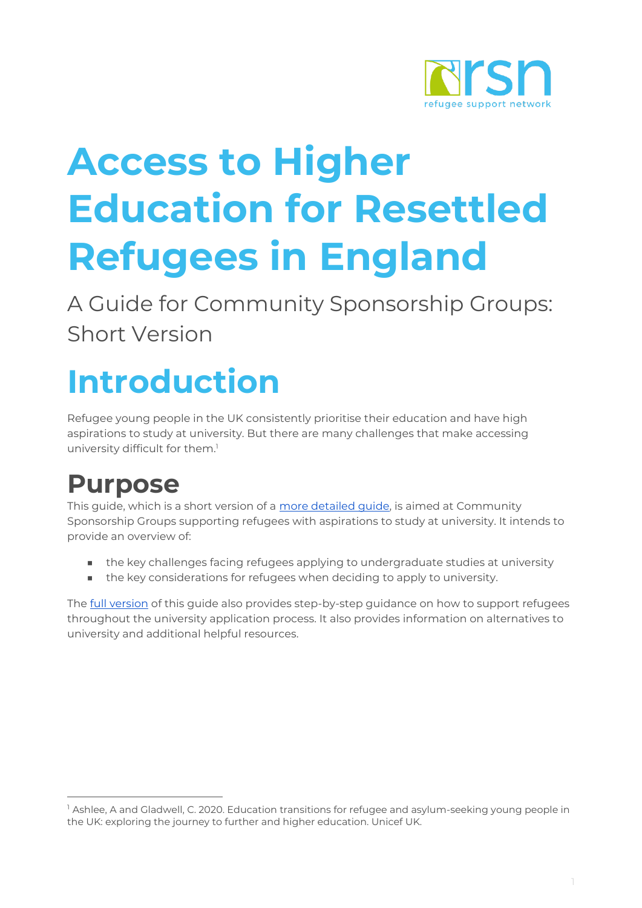# Access to Higher Education for Resettled Refugees in England

A Guide for Community Sponsorship Groups: Short Version

# Introduction

Refugee young people in the UK consistently prioritise their education and have high aspirations to study at university. But there are many challenges that make accessing university difficult for them.[1]

## Purpose

This guide, which is a short version of a more detailed guide, is aimed at Community Sponsorship Groups supporting refugees with aspirations to study at university. It intends to provide an overview of:

- the key challenges facing refugees applying to undergraduate studies at university
- the key considerations for refugees when deciding to apply to university.

The full version of this guide also provides step-by-step guidance on how to support refugees throughout the university application process. It also provides information on alternatives to university and additional helpful resources.

[1] Ashlee, A and Gladwell, C. 2020. Education transitions for refugee and asylum-seeking young people in the UK: exploring the journey to further and higher education. Unicef UK.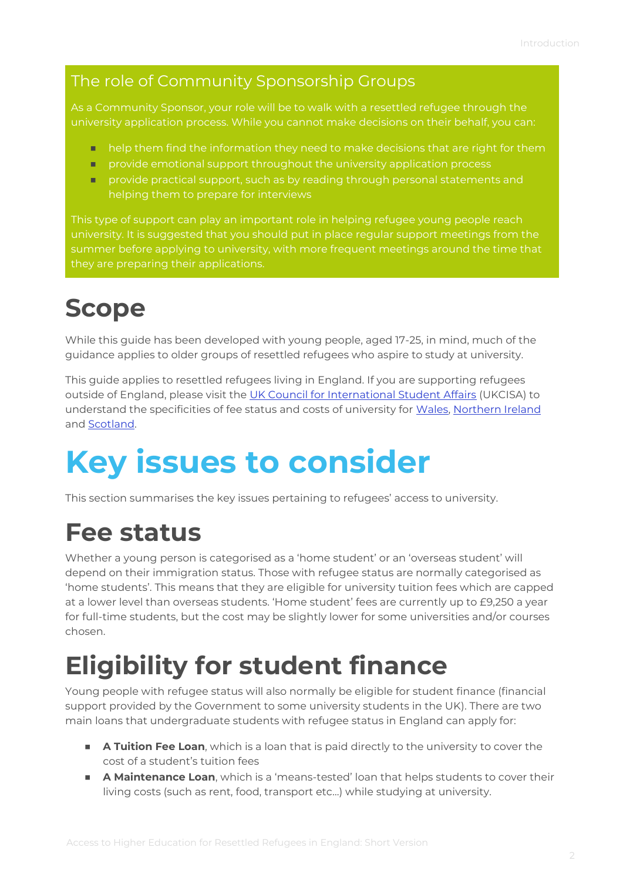## The role of Community Sponsorship Groups

As a Community Sponsor, your role will be to walk with a resettled refugee through the university application process. While you cannot make decisions on their behalf, you can:

- help them find the information they need to make decisions that are right for them
- provide emotional support throughout the university application process
- provide practical support, such as by reading through personal statements and helping them to prepare for interviews

This type of support can play an important role in helping refugee young people reach university. It is suggested that you should put in place regular support meetings from the summer before applying to university, with more frequent meetings around the time that they are preparing their applications.

# Scope

While this guide has been developed with young people, aged 17-25, in mind, much of the guidance applies to older groups of resettled refugees who aspire to study at university.

This guide applies to resettled refugees living in England. If you are supporting refugees outside of England, please visit the UK Council for International Student Affairs (UKCISA) to understand the specificities of fee status and costs of university for Wales, Northern Ireland and Scotland.

# Key issues to consider

This section summarises the key issues pertaining to refugees' access to university.

# Fee status

Whether a young person is categorised as a 'home student' or an 'overseas student' will depend on their immigration status. Those with refugee status are normally categorised as 'home students'. This means that they are eligible for university tuition fees which are capped at a lower level than overseas students. 'Home student' fees are currently up to £9,250 a year for full-time students, but the cost may be slightly lower for some universities and/or courses chosen.

# Eligibility for student finance

Young people with refugee status will also normally be eligible for student finance (financial support provided by the Government to some university students in the UK). There are two main loans that undergraduate students with refugee status in England can apply for:

- **A Tuition Fee Loan**, which is a loan that is paid directly to the university to cover the cost of a student's tuition fees
- **A Maintenance Loan**, which is a 'means-tested' loan that helps students to cover their living costs (such as rent, food, transport etc…) while studying at university.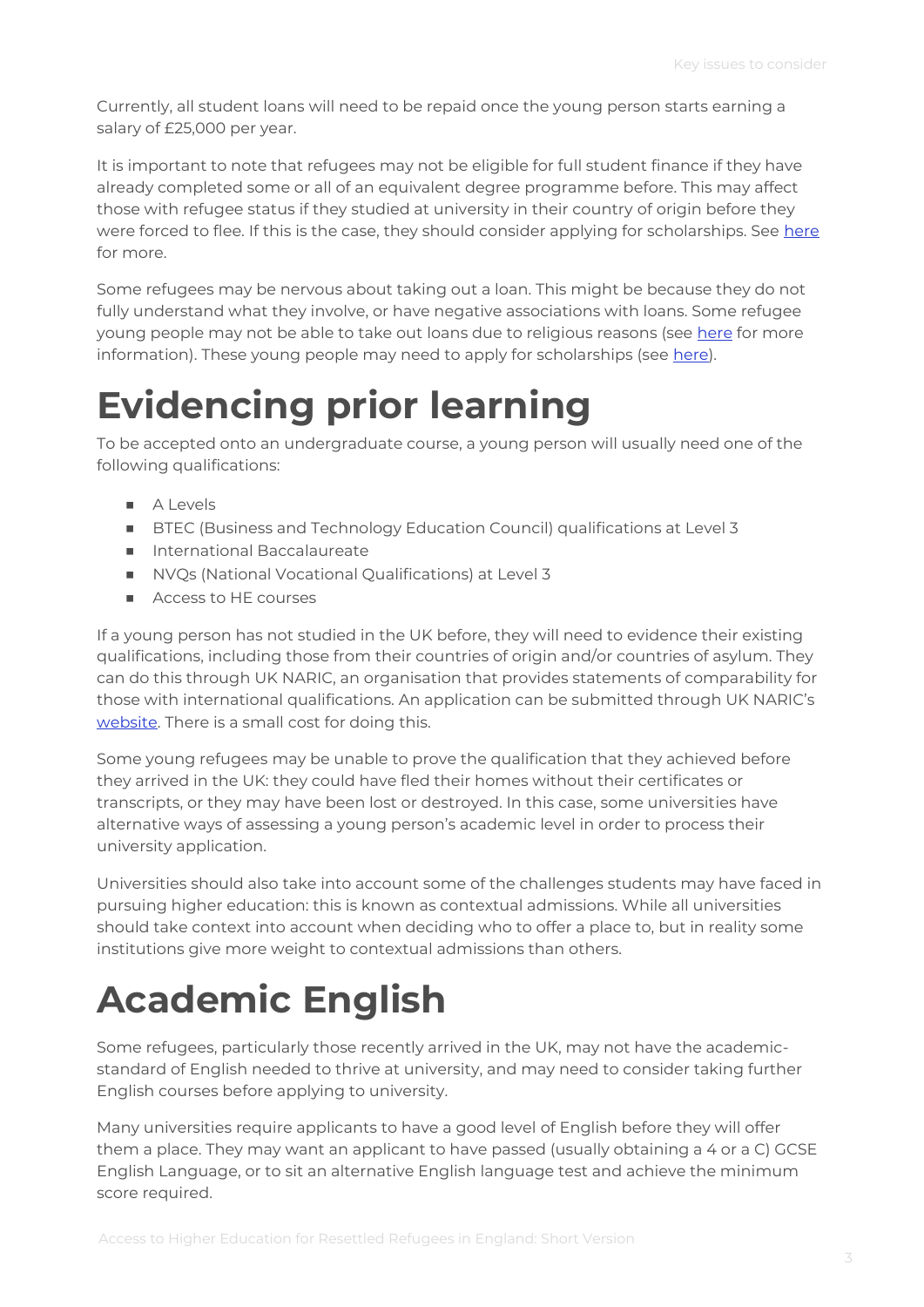Currently, all student loans will need to be repaid once the young person starts earning a salary of £25,000 per year.

It is important to note that refugees may not be eligible for full student finance if they have already completed some or all of an equivalent degree programme before. This may affect those with refugee status if they studied at university in their country of origin before they were forced to flee. If this is the case, they should consider applying for scholarships. See here for more.

Some refugees may be nervous about taking out a loan. This might be because they do not fully understand what they involve, or have negative associations with loans. Some refugee young people may not be able to take out loans due to religious reasons (see here for more information). These young people may need to apply for scholarships (see here).

# Evidencing prior learning

To be accepted onto an undergraduate course, a young person will usually need one of the following qualifications:

- A Levels
- BTEC (Business and Technology Education Council) qualifications at Level 3
- International Baccalaureate
- NVQs (National Vocational Qualifications) at Level 3
- Access to HE courses

If a young person has not studied in the UK before, they will need to evidence their existing qualifications, including those from their countries of origin and/or countries of asylum. They can do this through UK NARIC, an organisation that provides statements of comparability for those with international qualifications. An application can be submitted through UK NARIC's website. There is a small cost for doing this.

Some young refugees may be unable to prove the qualification that they achieved before they arrived in the UK: they could have fled their homes without their certificates or transcripts, or they may have been lost or destroyed. In this case, some universities have alternative ways of assessing a young person's academic level in order to process their university application.

Universities should also take into account some of the challenges students may have faced in pursuing higher education: this is known as contextual admissions. While all universities should take context into account when deciding who to offer a place to, but in reality some institutions give more weight to contextual admissions than others.

# Academic English

Some refugees, particularly those recently arrived in the UK, may not have the academic-standard of English needed to thrive at university, and may need to consider taking further English courses before applying to university.

Many universities require applicants to have a good level of English before they will offer them a place. They may want an applicant to have passed (usually obtaining a 4 or a C) GCSE English Language, or to sit an alternative English language test and achieve the minimum score required.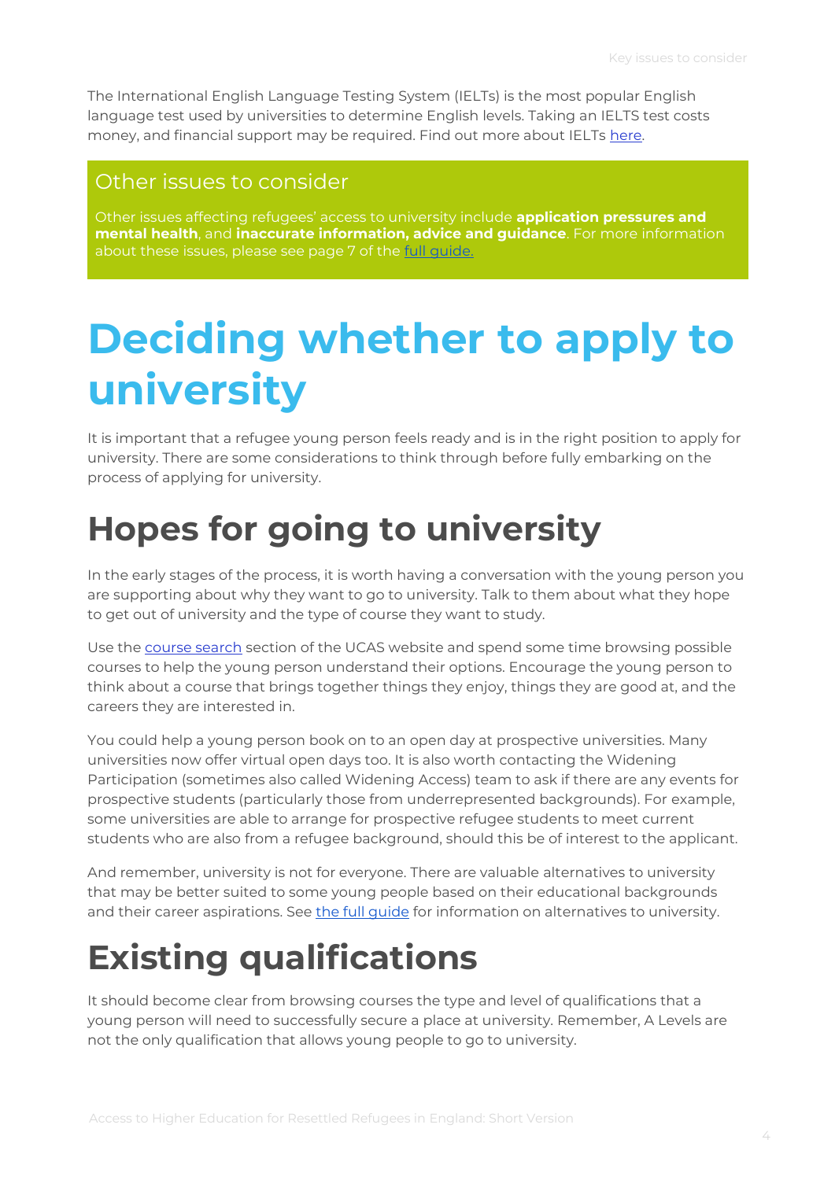The International English Language Testing System (IELTs) is the most popular English language test used by universities to determine English levels. Taking an IELTS test costs money, and financial support may be required. Find out more about IELTs here.

## Other issues to consider

Other issues affecting refugees' access to university include **application pressures and mental health**, and **inaccurate information, advice and guidance**. For more information about these issues, please see page 7 of the full guide.

# Deciding whether to apply to university

It is important that a refugee young person feels ready and is in the right position to apply for university. There are some considerations to think through before fully embarking on the process of applying for university.

## Hopes for going to university

In the early stages of the process, it is worth having a conversation with the young person you are supporting about why they want to go to university. Talk to them about what they hope to get out of university and the type of course they want to study.

Use the course search section of the UCAS website and spend some time browsing possible courses to help the young person understand their options. Encourage the young person to think about a course that brings together things they enjoy, things they are good at, and the careers they are interested in.

You could help a young person book on to an open day at prospective universities. Many universities now offer virtual open days too. It is also worth contacting the Widening Participation (sometimes also called Widening Access) team to ask if there are any events for prospective students (particularly those from underrepresented backgrounds). For example, some universities are able to arrange for prospective refugee students to meet current students who are also from a refugee background, should this be of interest to the applicant.

And remember, university is not for everyone. There are valuable alternatives to university that may be better suited to some young people based on their educational backgrounds and their career aspirations. See the full guide for information on alternatives to university.

## Existing qualifications

It should become clear from browsing courses the type and level of qualifications that a young person will need to successfully secure a place at university. Remember, A Levels are not the only qualification that allows young people to go to university.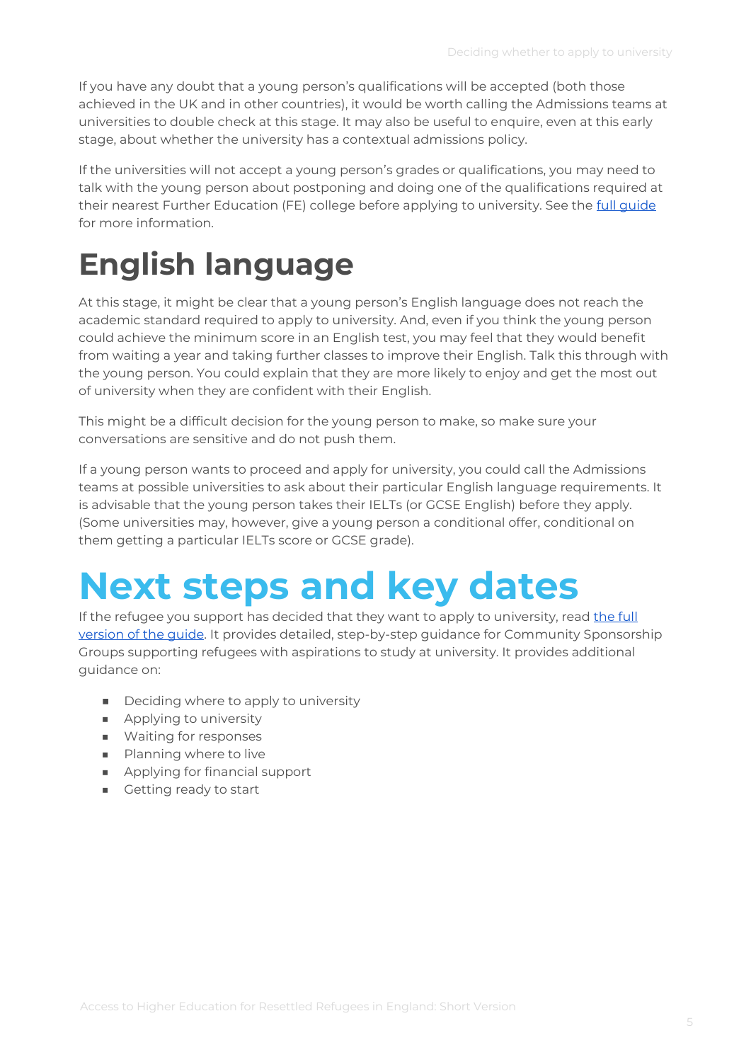If you have any doubt that a young person's qualifications will be accepted (both those achieved in the UK and in other countries), it would be worth calling the Admissions teams at universities to double check at this stage. It may also be useful to enquire, even at this early stage, about whether the university has a contextual admissions policy.

If the universities will not accept a young person's grades or qualifications, you may need to talk with the young person about postponing and doing one of the qualifications required at their nearest Further Education (FE) college before applying to university. See the [full guide](#) for more information.

# English language

At this stage, it might be clear that a young person's English language does not reach the academic standard required to apply to university. And, even if you think the young person could achieve the minimum score in an English test, you may feel that they would benefit from waiting a year and taking further classes to improve their English. Talk this through with the young person. You could explain that they are more likely to enjoy and get the most out of university when they are confident with their English.

This might be a difficult decision for the young person to make, so make sure your conversations are sensitive and do not push them.

If a young person wants to proceed and apply for university, you could call the Admissions teams at possible universities to ask about their particular English language requirements. It is advisable that the young person takes their IELTs (or GCSE English) before they apply. (Some universities may, however, give a young person a conditional offer, conditional on them getting a particular IELTs score or GCSE grade).

# Next steps and key dates

If the refugee you support has decided that they want to apply to university, read [the full version of the guide](#). It provides detailed, step-by-step guidance for Community Sponsorship Groups supporting refugees with aspirations to study at university. It provides additional guidance on:

- Deciding where to apply to university
- Applying to university
- Waiting for responses
- Planning where to live
- Applying for financial support
- Getting ready to start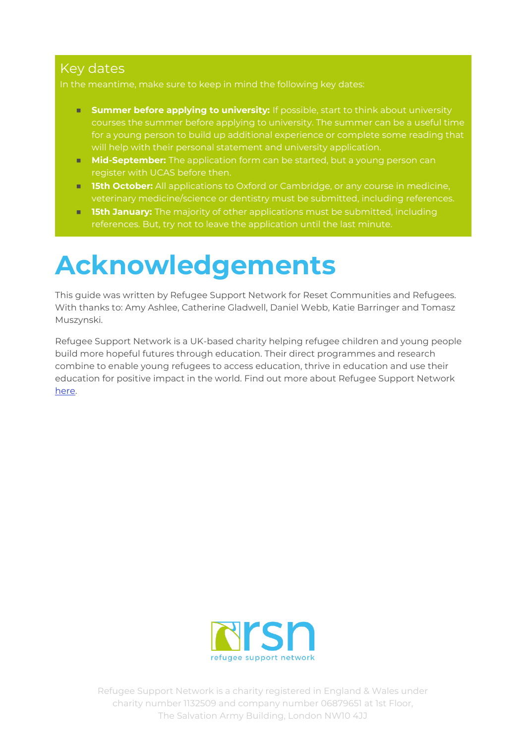## Key dates

In the meantime, make sure to keep in mind the following key dates:

- **Summer before applying to university:** If possible, start to think about university courses the summer before applying to university. The summer can be a useful time for a young person to build up additional experience or complete some reading that will help with their personal statement and university application.
- **Mid-September:** The application form can be started, but a young person can register with UCAS before then.
- **15th October:** All applications to Oxford or Cambridge, or any course in medicine, veterinary medicine/science or dentistry must be submitted, including references.
- **15th January:** The majority of other applications must be submitted, including references. But, try not to leave the application until the last minute.

# Acknowledgements

This guide was written by Refugee Support Network for Reset Communities and Refugees. With thanks to: Amy Ashlee, Catherine Gladwell, Daniel Webb, Katie Barringer and Tomasz Muszynski.

Refugee Support Network is a UK-based charity helping refugee children and young people build more hopeful futures through education. Their direct programmes and research combine to enable young refugees to access education, thrive in education and use their education for positive impact in the world. Find out more about Refugee Support Network here.

rsn
refugee support network

Refugee Support Network is a charity registered in England & Wales under charity number 1132509 and company number 06879651 at 1st Floor, The Salvation Army Building, London NW10 4JJ